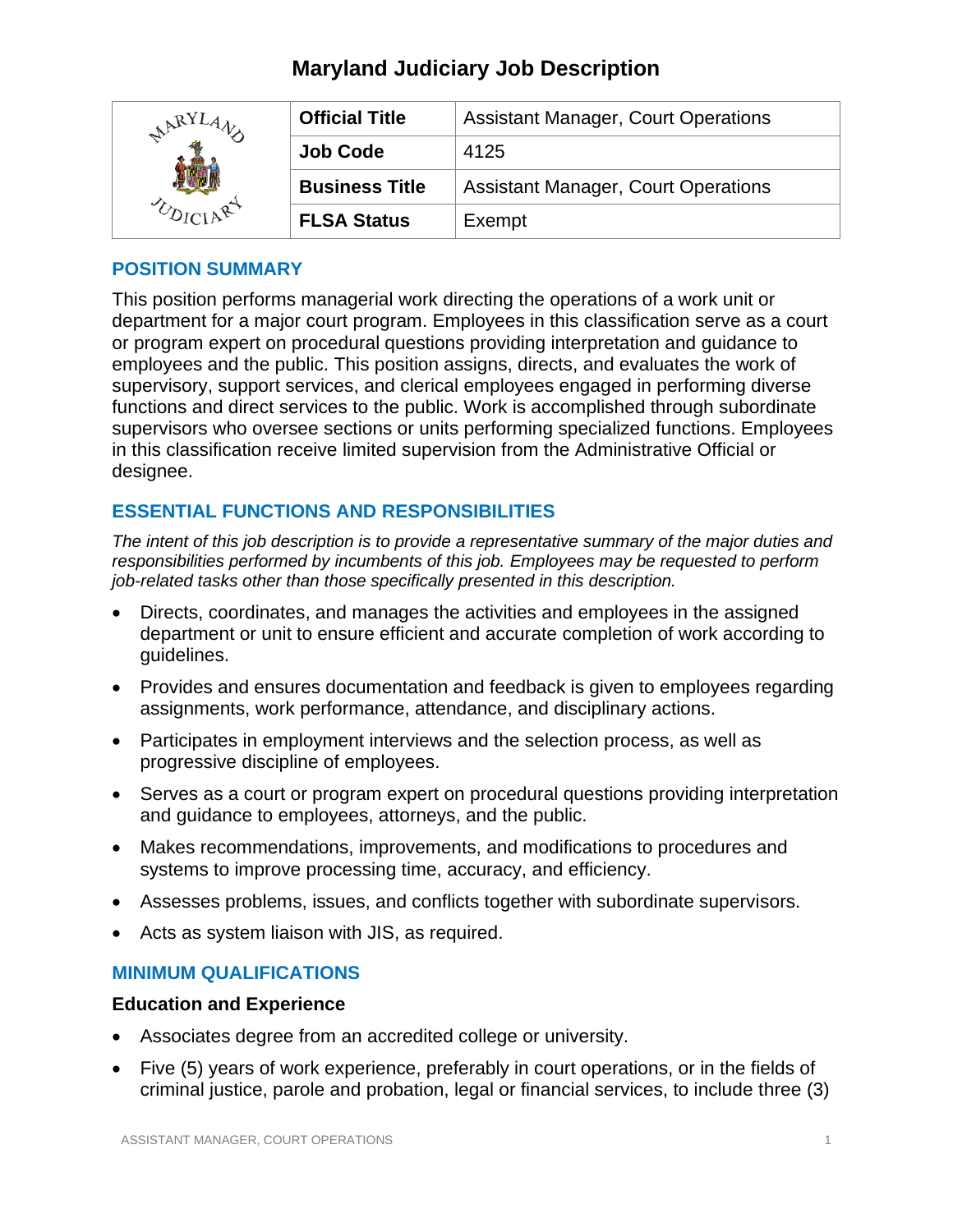# Maryland Judiciary Job Description

| | Official Title | Assistant Manager, Court Operations |
|---|---|---|
| | Job Code | 4125 |
| | Business Title | Assistant Manager, Court Operations |
| | FLSA Status | Exempt |

## POSITION SUMMARY

This position performs managerial work directing the operations of a work unit or department for a major court program. Employees in this classification serve as a court or program expert on procedural questions providing interpretation and guidance to employees and the public. This position assigns, directs, and evaluates the work of supervisory, support services, and clerical employees engaged in performing diverse functions and direct services to the public. Work is accomplished through subordinate supervisors who oversee sections or units performing specialized functions. Employees in this classification receive limited supervision from the Administrative Official or designee.

## ESSENTIAL FUNCTIONS AND RESPONSIBILITIES

*The intent of this job description is to provide a representative summary of the major duties and responsibilities performed by incumbents of this job. Employees may be requested to perform job-related tasks other than those specifically presented in this description.*

- Directs, coordinates, and manages the activities and employees in the assigned department or unit to ensure efficient and accurate completion of work according to guidelines.
- Provides and ensures documentation and feedback is given to employees regarding assignments, work performance, attendance, and disciplinary actions.
- Participates in employment interviews and the selection process, as well as progressive discipline of employees.
- Serves as a court or program expert on procedural questions providing interpretation and guidance to employees, attorneys, and the public.
- Makes recommendations, improvements, and modifications to procedures and systems to improve processing time, accuracy, and efficiency.
- Assesses problems, issues, and conflicts together with subordinate supervisors.
- Acts as system liaison with JIS, as required.

## MINIMUM QUALIFICATIONS

### Education and Experience

- Associates degree from an accredited college or university.
- Five (5) years of work experience, preferably in court operations, or in the fields of criminal justice, parole and probation, legal or financial services, to include three (3)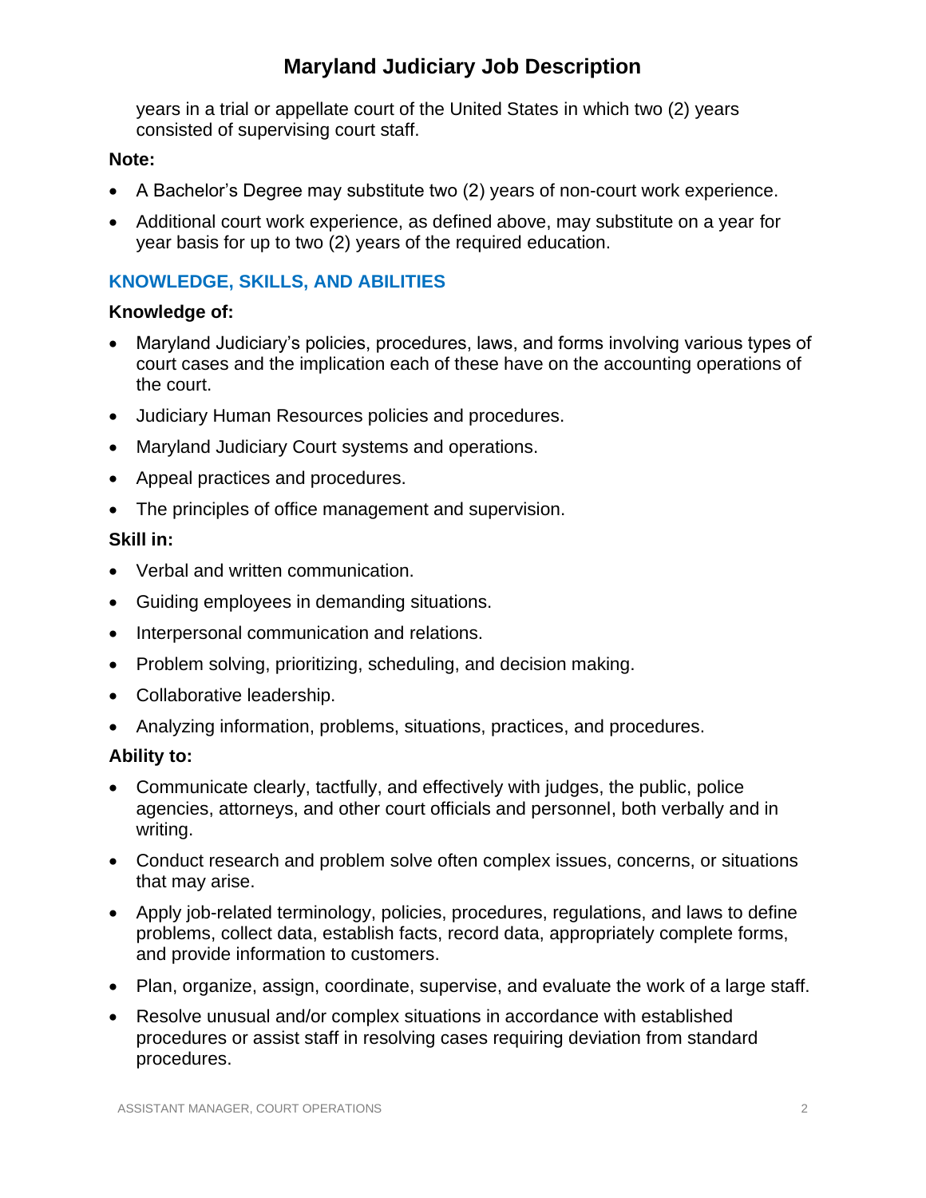years in a trial or appellate court of the United States in which two (2) years consisted of supervising court staff.

**Note:**

- A Bachelor's Degree may substitute two (2) years of non-court work experience.
- Additional court work experience, as defined above, may substitute on a year for year basis for up to two (2) years of the required education.

## KNOWLEDGE, SKILLS, AND ABILITIES

**Knowledge of:**

- Maryland Judiciary's policies, procedures, laws, and forms involving various types of court cases and the implication each of these have on the accounting operations of the court.
- Judiciary Human Resources policies and procedures.
- Maryland Judiciary Court systems and operations.
- Appeal practices and procedures.
- The principles of office management and supervision.

**Skill in:**

- Verbal and written communication.
- Guiding employees in demanding situations.
- Interpersonal communication and relations.
- Problem solving, prioritizing, scheduling, and decision making.
- Collaborative leadership.
- Analyzing information, problems, situations, practices, and procedures.

**Ability to:**

- Communicate clearly, tactfully, and effectively with judges, the public, police agencies, attorneys, and other court officials and personnel, both verbally and in writing.
- Conduct research and problem solve often complex issues, concerns, or situations that may arise.
- Apply job-related terminology, policies, procedures, regulations, and laws to define problems, collect data, establish facts, record data, appropriately complete forms, and provide information to customers.
- Plan, organize, assign, coordinate, supervise, and evaluate the work of a large staff.
- Resolve unusual and/or complex situations in accordance with established procedures or assist staff in resolving cases requiring deviation from standard procedures.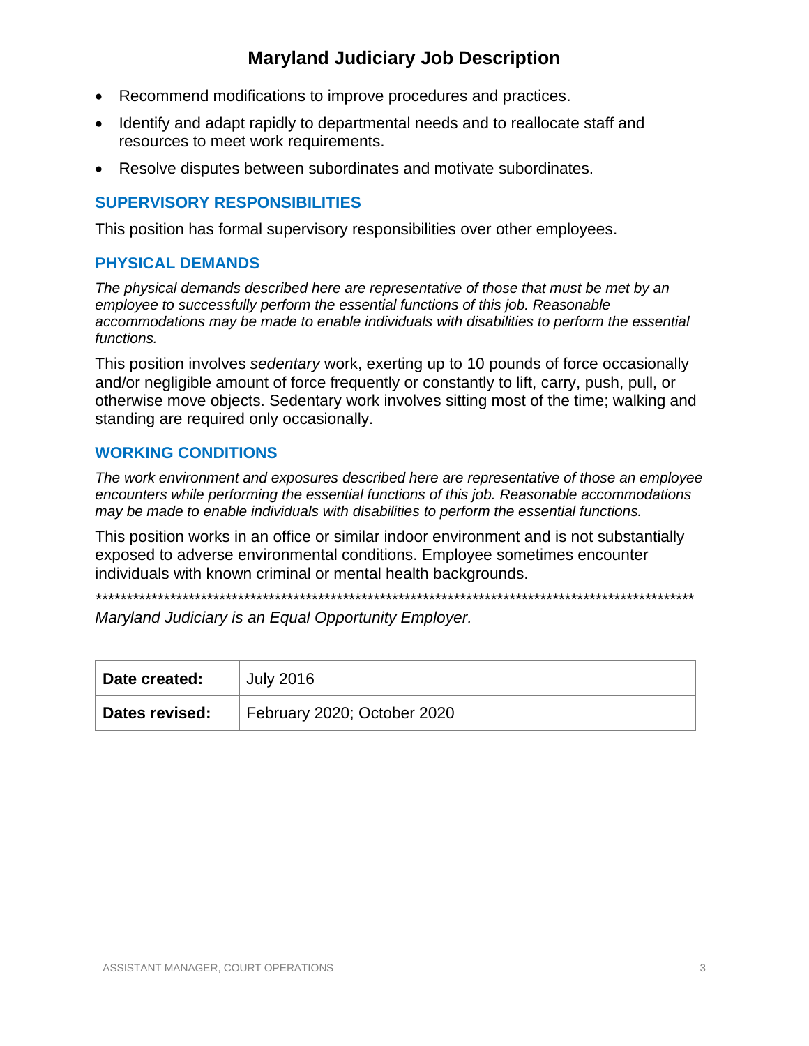- Recommend modifications to improve procedures and practices.
- Identify and adapt rapidly to departmental needs and to reallocate staff and resources to meet work requirements.
- Resolve disputes between subordinates and motivate subordinates.

## SUPERVISORY RESPONSIBILITIES

This position has formal supervisory responsibilities over other employees.

## PHYSICAL DEMANDS

*The physical demands described here are representative of those that must be met by an employee to successfully perform the essential functions of this job. Reasonable accommodations may be made to enable individuals with disabilities to perform the essential functions.*

This position involves *sedentary* work, exerting up to 10 pounds of force occasionally and/or negligible amount of force frequently or constantly to lift, carry, push, pull, or otherwise move objects. Sedentary work involves sitting most of the time; walking and standing are required only occasionally.

## WORKING CONDITIONS

*The work environment and exposures described here are representative of those an employee encounters while performing the essential functions of this job. Reasonable accommodations may be made to enable individuals with disabilities to perform the essential functions.*

This position works in an office or similar indoor environment and is not substantially exposed to adverse environmental conditions. Employee sometimes encounter individuals with known criminal or mental health backgrounds.

****************************************************************************************************

*Maryland Judiciary is an Equal Opportunity Employer.*

| | |
|---|---|
| **Date created:** | July 2016 |
| **Dates revised:** | February 2020; October 2020 |